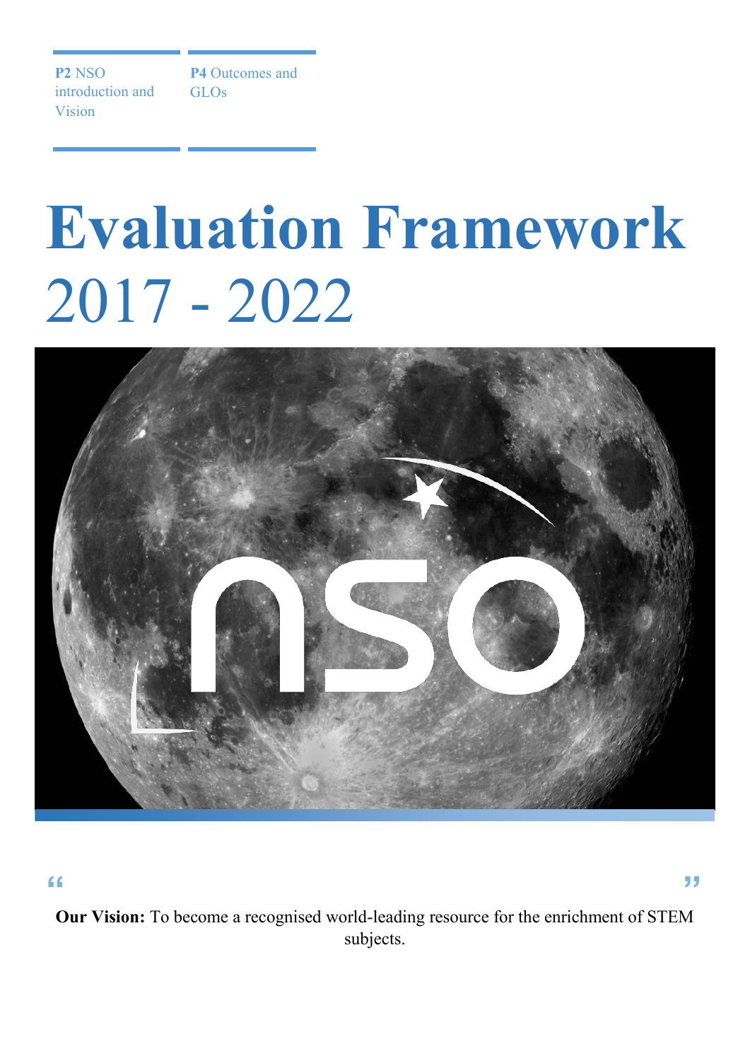**P2** NSO introduction and Vision

**P4** Outcomes and GLOs

# Evaluation Framework
2017 - 2022

> **Our Vision:** To become a recognised world-leading resource for the enrichment of STEM subjects.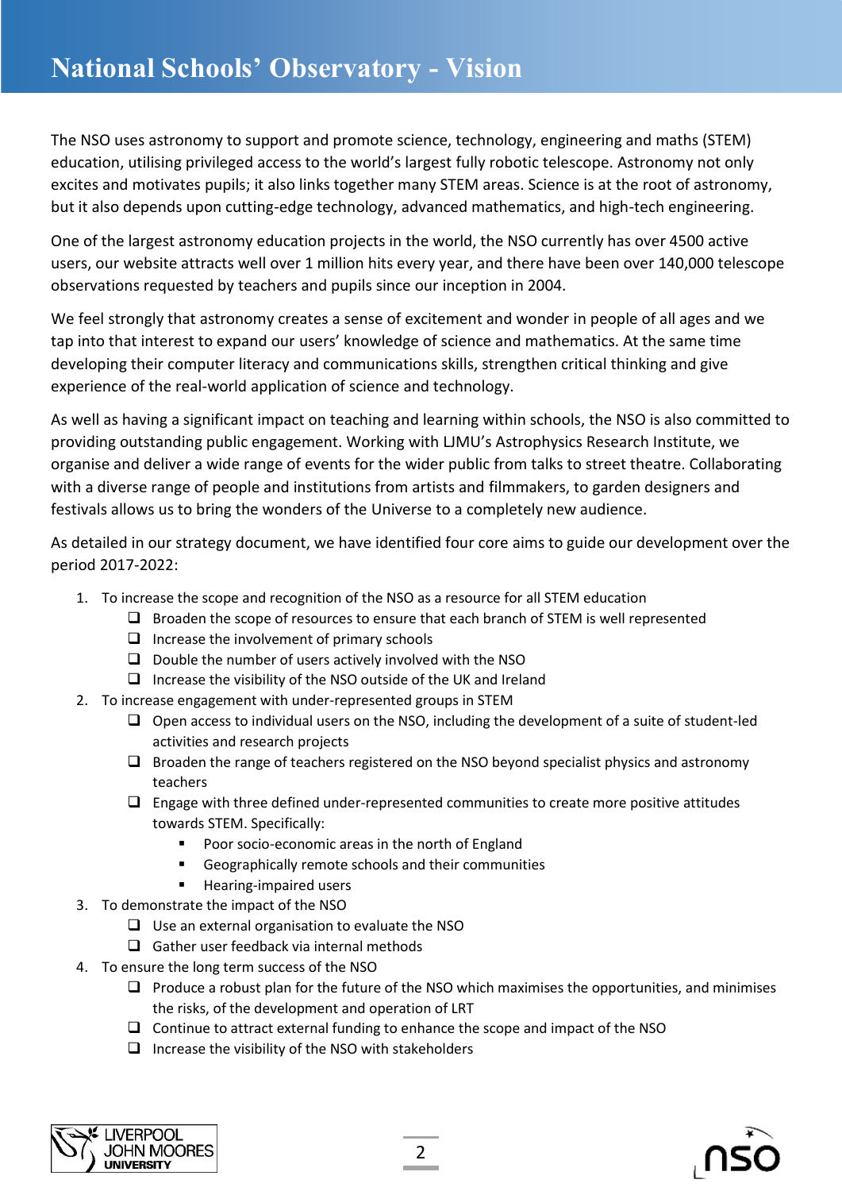# National Schools' Observatory - Vision

The NSO uses astronomy to support and promote science, technology, engineering and maths (STEM) education, utilising privileged access to the world's largest fully robotic telescope. Astronomy not only excites and motivates pupils; it also links together many STEM areas. Science is at the root of astronomy, but it also depends upon cutting-edge technology, advanced mathematics, and high-tech engineering.

One of the largest astronomy education projects in the world, the NSO currently has over 4500 active users, our website attracts well over 1 million hits every year, and there have been over 140,000 telescope observations requested by teachers and pupils since our inception in 2004.

We feel strongly that astronomy creates a sense of excitement and wonder in people of all ages and we tap into that interest to expand our users' knowledge of science and mathematics. At the same time developing their computer literacy and communications skills, strengthen critical thinking and give experience of the real-world application of science and technology.

As well as having a significant impact on teaching and learning within schools, the NSO is also committed to providing outstanding public engagement. Working with LJMU's Astrophysics Research Institute, we organise and deliver a wide range of events for the wider public from talks to street theatre. Collaborating with a diverse range of people and institutions from artists and filmmakers, to garden designers and festivals allows us to bring the wonders of the Universe to a completely new audience.

As detailed in our strategy document, we have identified four core aims to guide our development over the period 2017-2022:

1. To increase the scope and recognition of the NSO as a resource for all STEM education
   - Broaden the scope of resources to ensure that each branch of STEM is well represented
   - Increase the involvement of primary schools
   - Double the number of users actively involved with the NSO
   - Increase the visibility of the NSO outside of the UK and Ireland
2. To increase engagement with under-represented groups in STEM
   - Open access to individual users on the NSO, including the development of a suite of student-led activities and research projects
   - Broaden the range of teachers registered on the NSO beyond specialist physics and astronomy teachers
   - Engage with three defined under-represented communities to create more positive attitudes towards STEM. Specifically:
     - Poor socio-economic areas in the north of England
     - Geographically remote schools and their communities
     - Hearing-impaired users
3. To demonstrate the impact of the NSO
   - Use an external organisation to evaluate the NSO
   - Gather user feedback via internal methods
4. To ensure the long term success of the NSO
   - Produce a robust plan for the future of the NSO which maximises the opportunities, and minimises the risks, of the development and operation of LRT
   - Continue to attract external funding to enhance the scope and impact of the NSO
   - Increase the visibility of the NSO with stakeholders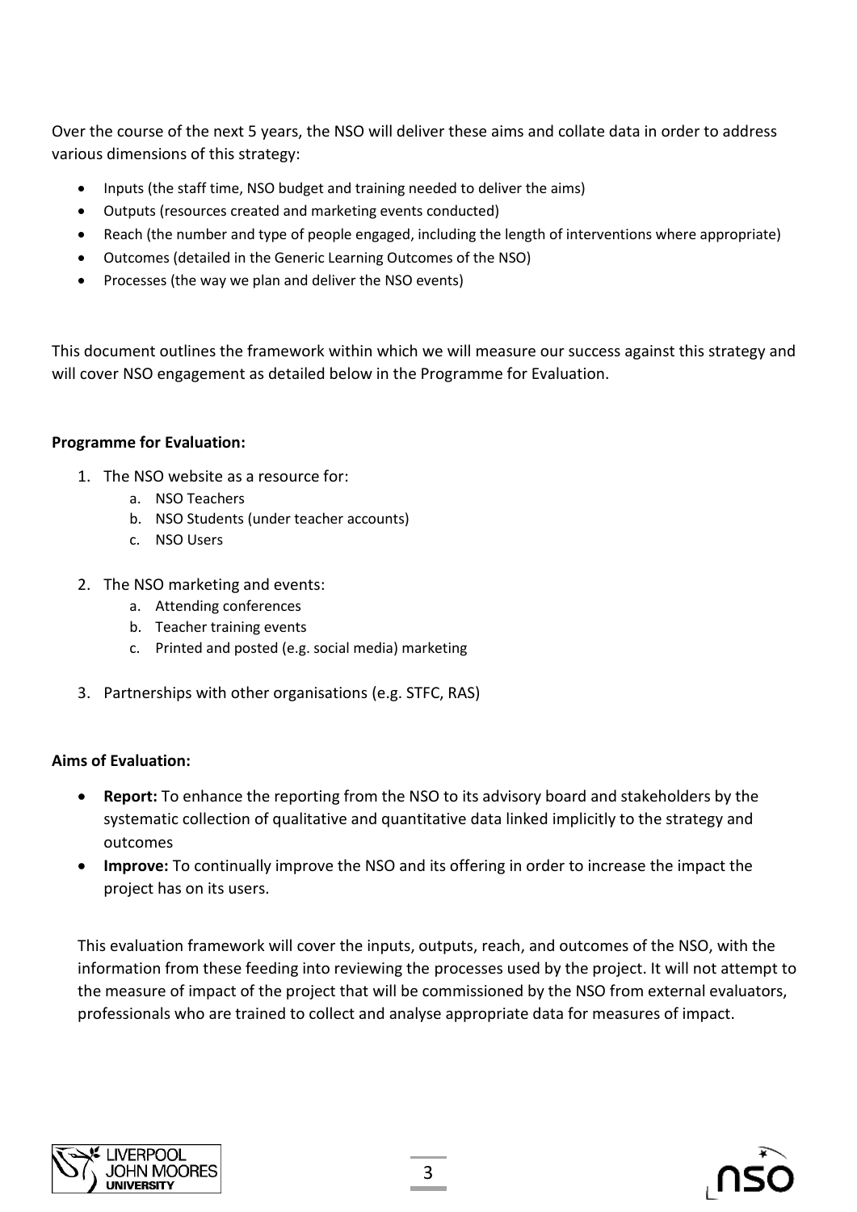Over the course of the next 5 years, the NSO will deliver these aims and collate data in order to address various dimensions of this strategy:

- Inputs (the staff time, NSO budget and training needed to deliver the aims)
- Outputs (resources created and marketing events conducted)
- Reach (the number and type of people engaged, including the length of interventions where appropriate)
- Outcomes (detailed in the Generic Learning Outcomes of the NSO)
- Processes (the way we plan and deliver the NSO events)

This document outlines the framework within which we will measure our success against this strategy and will cover NSO engagement as detailed below in the Programme for Evaluation.

**Programme for Evaluation:**

1. The NSO website as a resource for:
   a. NSO Teachers
   b. NSO Students (under teacher accounts)
   c. NSO Users
2. The NSO marketing and events:
   a. Attending conferences
   b. Teacher training events
   c. Printed and posted (e.g. social media) marketing
3. Partnerships with other organisations (e.g. STFC, RAS)

**Aims of Evaluation:**

- **Report:** To enhance the reporting from the NSO to its advisory board and stakeholders by the systematic collection of qualitative and quantitative data linked implicitly to the strategy and outcomes
- **Improve:** To continually improve the NSO and its offering in order to increase the impact the project has on its users.

This evaluation framework will cover the inputs, outputs, reach, and outcomes of the NSO, with the information from these feeding into reviewing the processes used by the project. It will not attempt to the measure of impact of the project that will be commissioned by the NSO from external evaluators, professionals who are trained to collect and analyse appropriate data for measures of impact.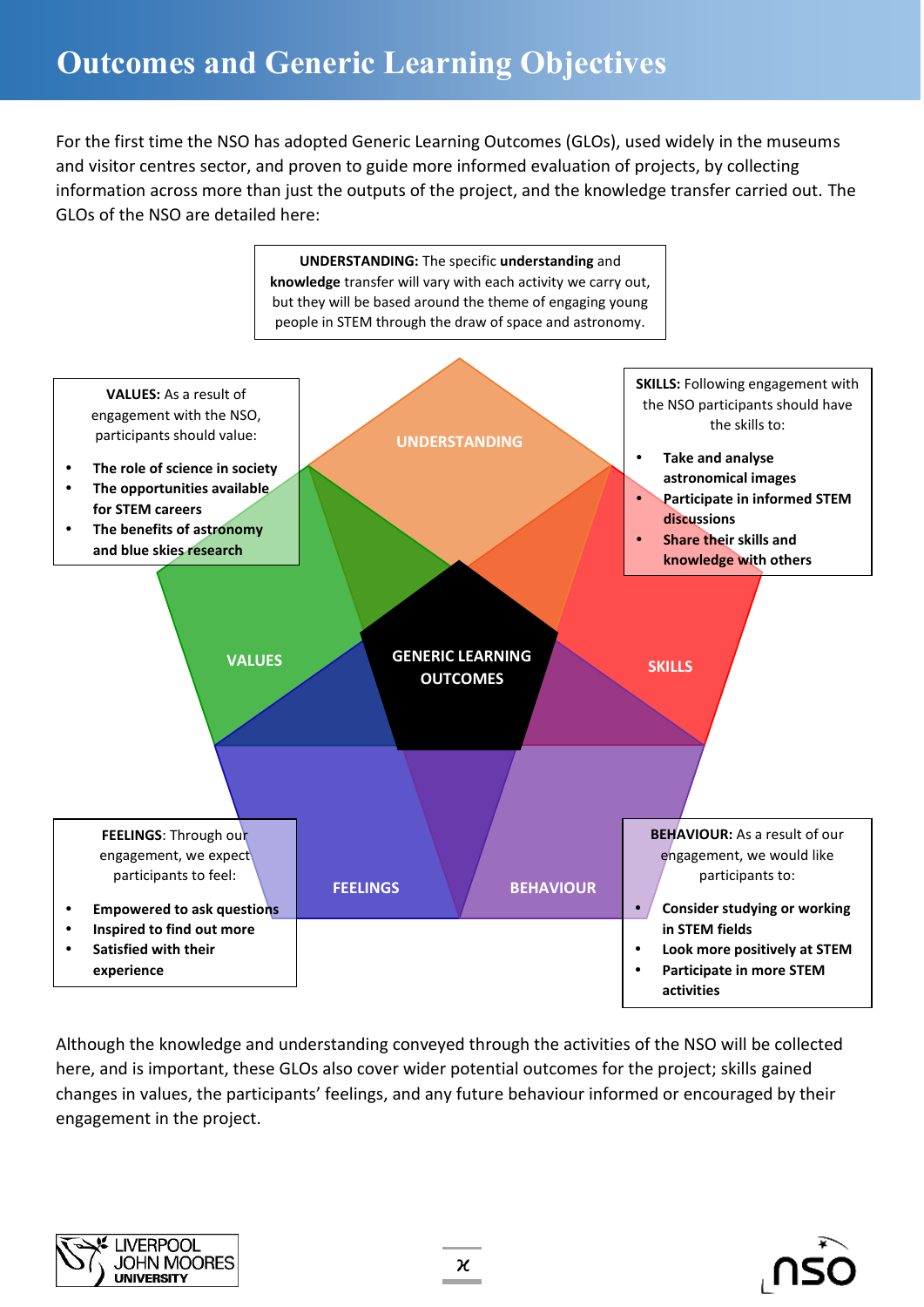# Outcomes and Generic Learning Objectives

For the first time the NSO has adopted Generic Learning Outcomes (GLOs), used widely in the museums and visitor centres sector, and proven to guide more informed evaluation of projects, by collecting information across more than just the outputs of the project, and the knowledge transfer carried out. The GLOs of the NSO are detailed here:

**UNDERSTANDING:** The specific **understanding** and **knowledge** transfer will vary with each activity we carry out, but they will be based around the theme of engaging young people in STEM through the draw of space and astronomy.

**VALUES:** As a result of engagement with the NSO, participants should value:

- **The role of science in society**
- **The opportunities available for STEM careers**
- **The benefits of astronomy and blue skies research**

**SKILLS:** Following engagement with the NSO participants should have the skills to:

- **Take and analyse astronomical images**
- **Participate in informed STEM discussions**
- **Share their skills and knowledge with others**

UNDERSTANDING

VALUES

GENERIC LEARNING OUTCOMES

SKILLS

FEELINGS

BEHAVIOUR

**FEELINGS**: Through our engagement, we expect participants to feel:

- **Empowered to ask questions**
- **Inspired to find out more**
- **Satisfied with their experience**

**BEHAVIOUR:** As a result of our engagement, we would like participants to:

- **Consider studying or working in STEM fields**
- **Look more positively at STEM**
- **Participate in more STEM activities**

Although the knowledge and understanding conveyed through the activities of the NSO will be collected here, and is important, these GLOs also cover wider potential outcomes for the project; skills gained changes in values, the participants' feelings, and any future behaviour informed or encouraged by their engagement in the project.